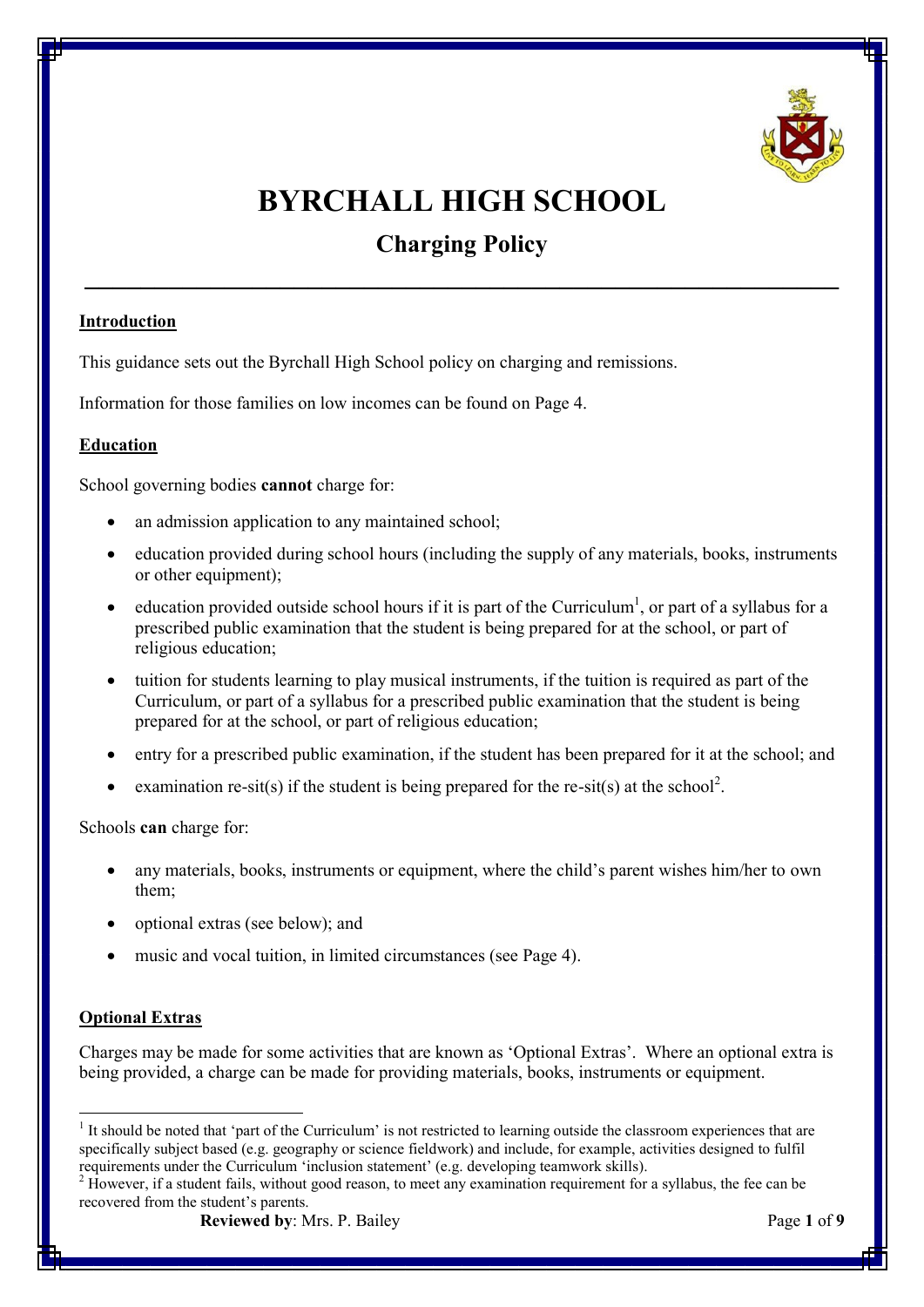# BYRCHALL HIGH SCHOOL

## Charging Policy

**Introduction**

This guidance sets out the Byrchall High School policy on charging and remissions.

Information for those families on low incomes can be found on Page 4.

**Education**

School governing bodies **cannot** charge for:

- an admission application to any maintained school;
- education provided during school hours (including the supply of any materials, books, instruments or other equipment);
- education provided outside school hours if it is part of the Curriculum[1], or part of a syllabus for a prescribed public examination that the student is being prepared for at the school, or part of religious education;
- tuition for students learning to play musical instruments, if the tuition is required as part of the Curriculum, or part of a syllabus for a prescribed public examination that the student is being prepared for at the school, or part of religious education;
- entry for a prescribed public examination, if the student has been prepared for it at the school; and
- examination re-sit(s) if the student is being prepared for the re-sit(s) at the school[2].

Schools **can** charge for:

- any materials, books, instruments or equipment, where the child's parent wishes him/her to own them;
- optional extras (see below); and
- music and vocal tuition, in limited circumstances (see Page 4).

**Optional Extras**

Charges may be made for some activities that are known as 'Optional Extras'. Where an optional extra is being provided, a charge can be made for providing materials, books, instruments or equipment.

[1] It should be noted that 'part of the Curriculum' is not restricted to learning outside the classroom experiences that are specifically subject based (e.g. geography or science fieldwork) and include, for example, activities designed to fulfil requirements under the Curriculum 'inclusion statement' (e.g. developing teamwork skills).

[2] However, if a student fails, without good reason, to meet any examination requirement for a syllabus, the fee can be recovered from the student's parents.

**Reviewed by**: Mrs. P. Bailey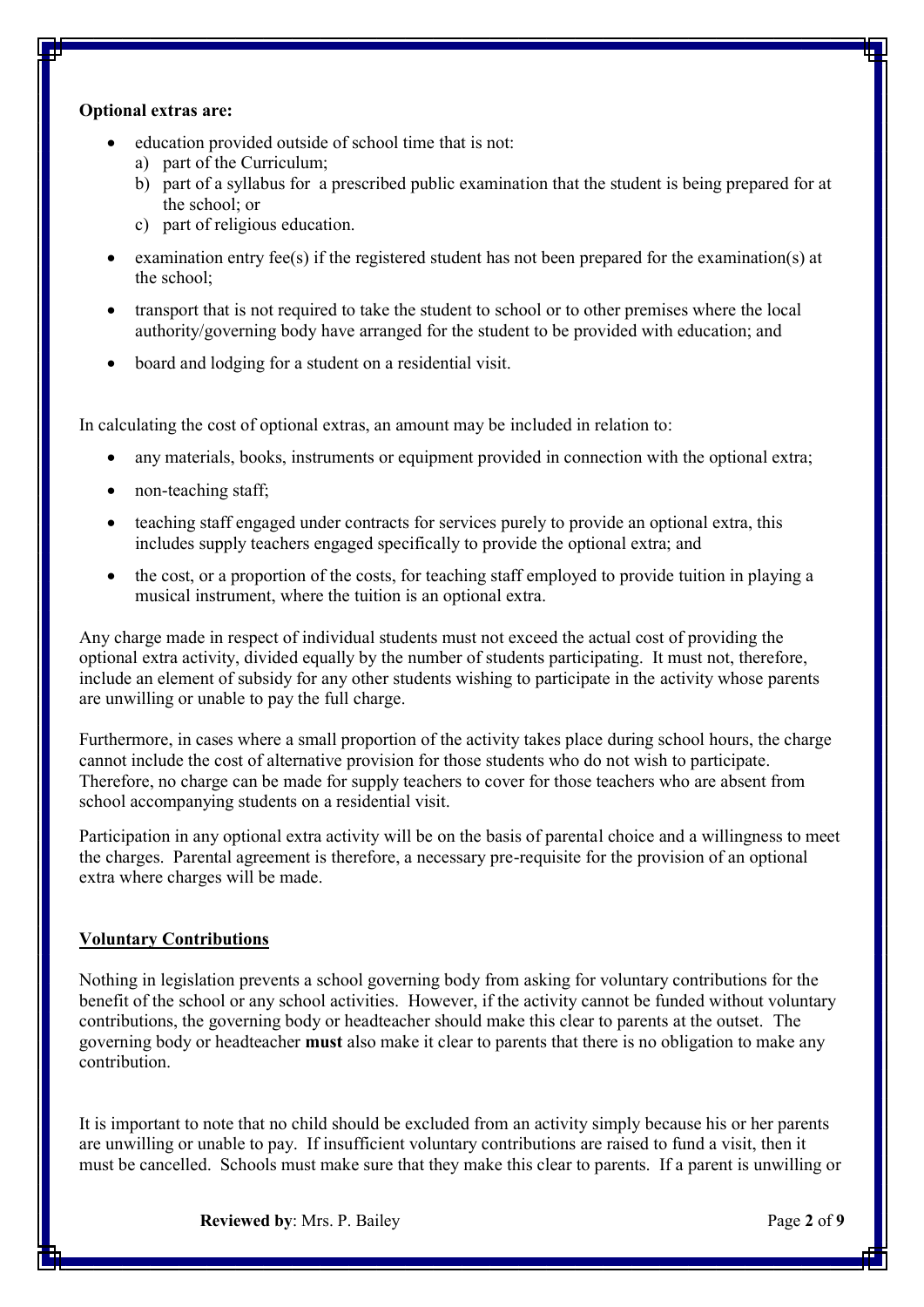**Optional extras are:**

- education provided outside of school time that is not:
  a) part of the Curriculum;
  b) part of a syllabus for a prescribed public examination that the student is being prepared for at the school; or
  c) part of religious education.
- examination entry fee(s) if the registered student has not been prepared for the examination(s) at the school;
- transport that is not required to take the student to school or to other premises where the local authority/governing body have arranged for the student to be provided with education; and
- board and lodging for a student on a residential visit.

In calculating the cost of optional extras, an amount may be included in relation to:

- any materials, books, instruments or equipment provided in connection with the optional extra;
- non-teaching staff;
- teaching staff engaged under contracts for services purely to provide an optional extra, this includes supply teachers engaged specifically to provide the optional extra; and
- the cost, or a proportion of the costs, for teaching staff employed to provide tuition in playing a musical instrument, where the tuition is an optional extra.

Any charge made in respect of individual students must not exceed the actual cost of providing the optional extra activity, divided equally by the number of students participating. It must not, therefore, include an element of subsidy for any other students wishing to participate in the activity whose parents are unwilling or unable to pay the full charge.

Furthermore, in cases where a small proportion of the activity takes place during school hours, the charge cannot include the cost of alternative provision for those students who do not wish to participate. Therefore, no charge can be made for supply teachers to cover for those teachers who are absent from school accompanying students on a residential visit.

Participation in any optional extra activity will be on the basis of parental choice and a willingness to meet the charges. Parental agreement is therefore, a necessary pre-requisite for the provision of an optional extra where charges will be made.

## Voluntary Contributions

Nothing in legislation prevents a school governing body from asking for voluntary contributions for the benefit of the school or any school activities. However, if the activity cannot be funded without voluntary contributions, the governing body or headteacher should make this clear to parents at the outset. The governing body or headteacher **must** also make it clear to parents that there is no obligation to make any contribution.

It is important to note that no child should be excluded from an activity simply because his or her parents are unwilling or unable to pay. If insufficient voluntary contributions are raised to fund a visit, then it must be cancelled. Schools must make sure that they make this clear to parents. If a parent is unwilling or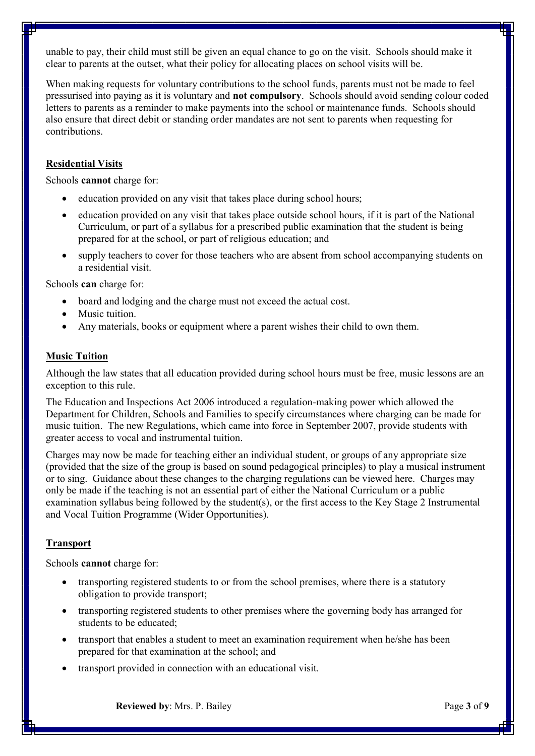unable to pay, their child must still be given an equal chance to go on the visit. Schools should make it clear to parents at the outset, what their policy for allocating places on school visits will be.

When making requests for voluntary contributions to the school funds, parents must not be made to feel pressurised into paying as it is voluntary and **not compulsory**. Schools should avoid sending colour coded letters to parents as a reminder to make payments into the school or maintenance funds. Schools should also ensure that direct debit or standing order mandates are not sent to parents when requesting for contributions.

## Residential Visits

Schools **cannot** charge for:

- education provided on any visit that takes place during school hours;
- education provided on any visit that takes place outside school hours, if it is part of the National Curriculum, or part of a syllabus for a prescribed public examination that the student is being prepared for at the school, or part of religious education; and
- supply teachers to cover for those teachers who are absent from school accompanying students on a residential visit.

Schools **can** charge for:

- board and lodging and the charge must not exceed the actual cost.
- Music tuition.
- Any materials, books or equipment where a parent wishes their child to own them.

## Music Tuition

Although the law states that all education provided during school hours must be free, music lessons are an exception to this rule.

The Education and Inspections Act 2006 introduced a regulation-making power which allowed the Department for Children, Schools and Families to specify circumstances where charging can be made for music tuition. The new Regulations, which came into force in September 2007, provide students with greater access to vocal and instrumental tuition.

Charges may now be made for teaching either an individual student, or groups of any appropriate size (provided that the size of the group is based on sound pedagogical principles) to play a musical instrument or to sing. Guidance about these changes to the charging regulations can be viewed here. Charges may only be made if the teaching is not an essential part of either the National Curriculum or a public examination syllabus being followed by the student(s), or the first access to the Key Stage 2 Instrumental and Vocal Tuition Programme (Wider Opportunities).

## Transport

Schools **cannot** charge for:

- transporting registered students to or from the school premises, where there is a statutory obligation to provide transport;
- transporting registered students to other premises where the governing body has arranged for students to be educated;
- transport that enables a student to meet an examination requirement when he/she has been prepared for that examination at the school; and
- transport provided in connection with an educational visit.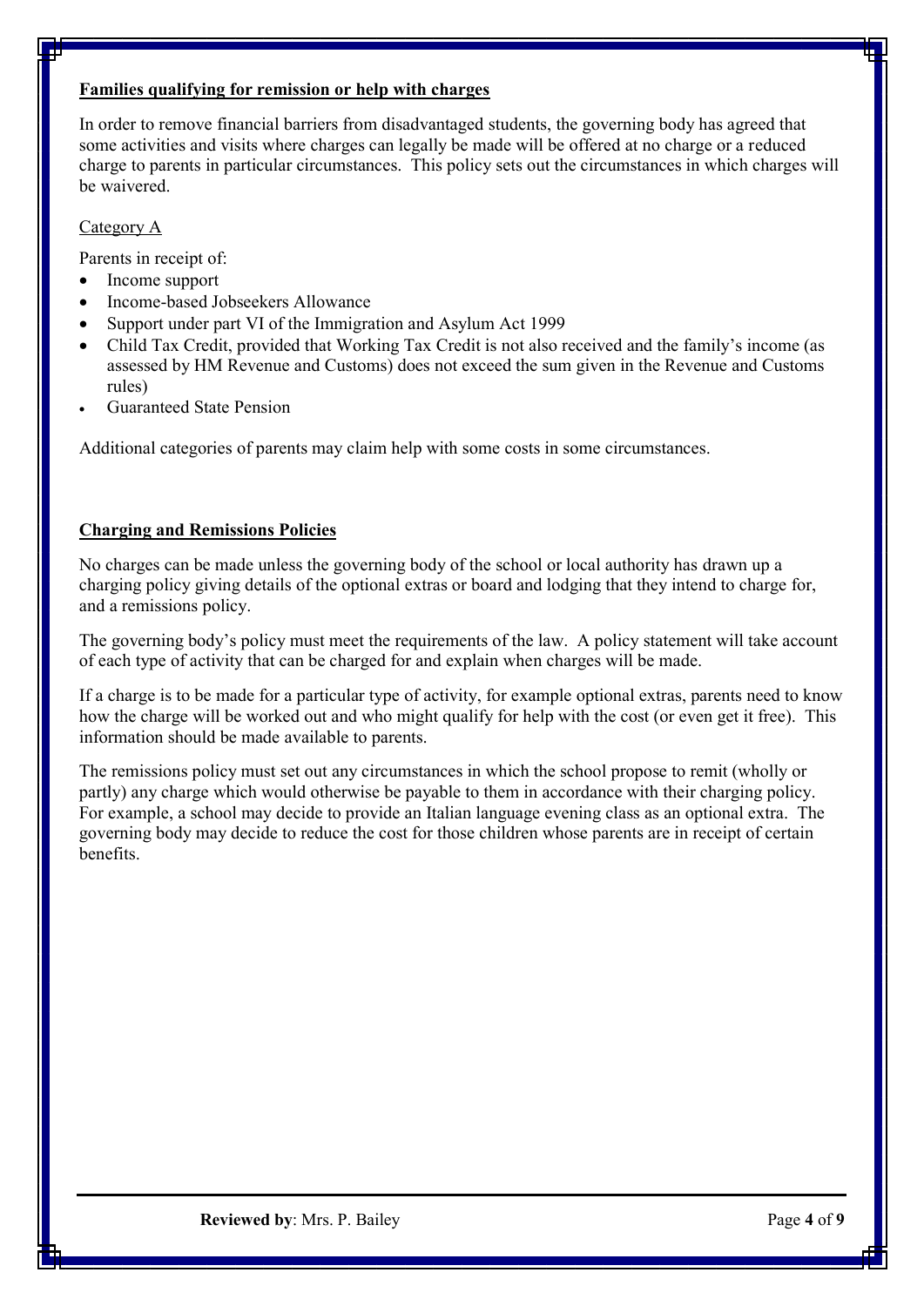**Families qualifying for remission or help with charges**

In order to remove financial barriers from disadvantaged students, the governing body has agreed that some activities and visits where charges can legally be made will be offered at no charge or a reduced charge to parents in particular circumstances. This policy sets out the circumstances in which charges will be waivered.

Category A

Parents in receipt of:

- Income support
- Income-based Jobseekers Allowance
- Support under part VI of the Immigration and Asylum Act 1999
- Child Tax Credit, provided that Working Tax Credit is not also received and the family's income (as assessed by HM Revenue and Customs) does not exceed the sum given in the Revenue and Customs rules)
- Guaranteed State Pension

Additional categories of parents may claim help with some costs in some circumstances.

**Charging and Remissions Policies**

No charges can be made unless the governing body of the school or local authority has drawn up a charging policy giving details of the optional extras or board and lodging that they intend to charge for, and a remissions policy.

The governing body's policy must meet the requirements of the law. A policy statement will take account of each type of activity that can be charged for and explain when charges will be made.

If a charge is to be made for a particular type of activity, for example optional extras, parents need to know how the charge will be worked out and who might qualify for help with the cost (or even get it free). This information should be made available to parents.

The remissions policy must set out any circumstances in which the school propose to remit (wholly or partly) any charge which would otherwise be payable to them in accordance with their charging policy. For example, a school may decide to provide an Italian language evening class as an optional extra. The governing body may decide to reduce the cost for those children whose parents are in receipt of certain benefits.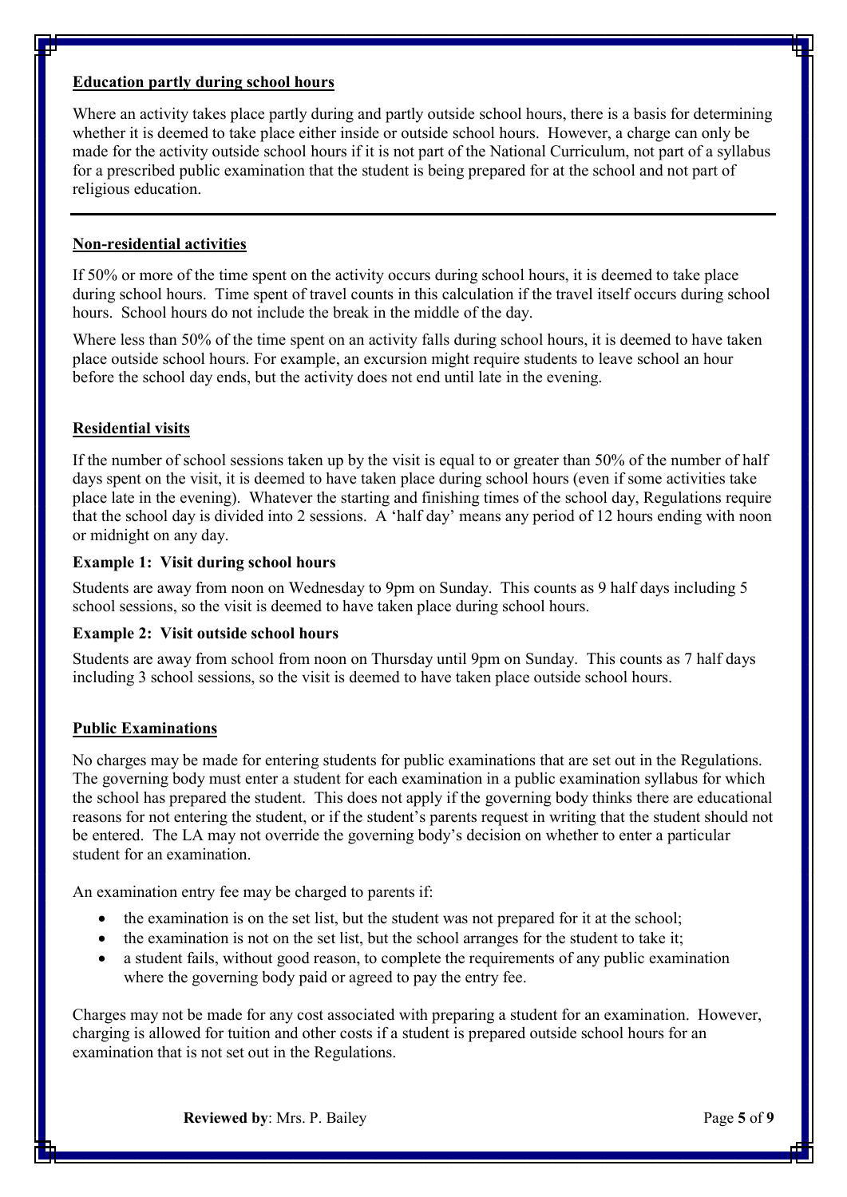## Education partly during school hours

Where an activity takes place partly during and partly outside school hours, there is a basis for determining whether it is deemed to take place either inside or outside school hours. However, a charge can only be made for the activity outside school hours if it is not part of the National Curriculum, not part of a syllabus for a prescribed public examination that the student is being prepared for at the school and not part of religious education.

---

## Non-residential activities

If 50% or more of the time spent on the activity occurs during school hours, it is deemed to take place during school hours. Time spent of travel counts in this calculation if the travel itself occurs during school hours. School hours do not include the break in the middle of the day.

Where less than 50% of the time spent on an activity falls during school hours, it is deemed to have taken place outside school hours. For example, an excursion might require students to leave school an hour before the school day ends, but the activity does not end until late in the evening.

## Residential visits

If the number of school sessions taken up by the visit is equal to or greater than 50% of the number of half days spent on the visit, it is deemed to have taken place during school hours (even if some activities take place late in the evening). Whatever the starting and finishing times of the school day, Regulations require that the school day is divided into 2 sessions. A 'half day' means any period of 12 hours ending with noon or midnight on any day.

### Example 1: Visit during school hours

Students are away from noon on Wednesday to 9pm on Sunday. This counts as 9 half days including 5 school sessions, so the visit is deemed to have taken place during school hours.

### Example 2: Visit outside school hours

Students are away from school from noon on Thursday until 9pm on Sunday. This counts as 7 half days including 3 school sessions, so the visit is deemed to have taken place outside school hours.

## Public Examinations

No charges may be made for entering students for public examinations that are set out in the Regulations. The governing body must enter a student for each examination in a public examination syllabus for which the school has prepared the student. This does not apply if the governing body thinks there are educational reasons for not entering the student, or if the student's parents request in writing that the student should not be entered. The LA may not override the governing body's decision on whether to enter a particular student for an examination.

An examination entry fee may be charged to parents if:

- the examination is on the set list, but the student was not prepared for it at the school;
- the examination is not on the set list, but the school arranges for the student to take it;
- a student fails, without good reason, to complete the requirements of any public examination where the governing body paid or agreed to pay the entry fee.

Charges may not be made for any cost associated with preparing a student for an examination. However, charging is allowed for tuition and other costs if a student is prepared outside school hours for an examination that is not set out in the Regulations.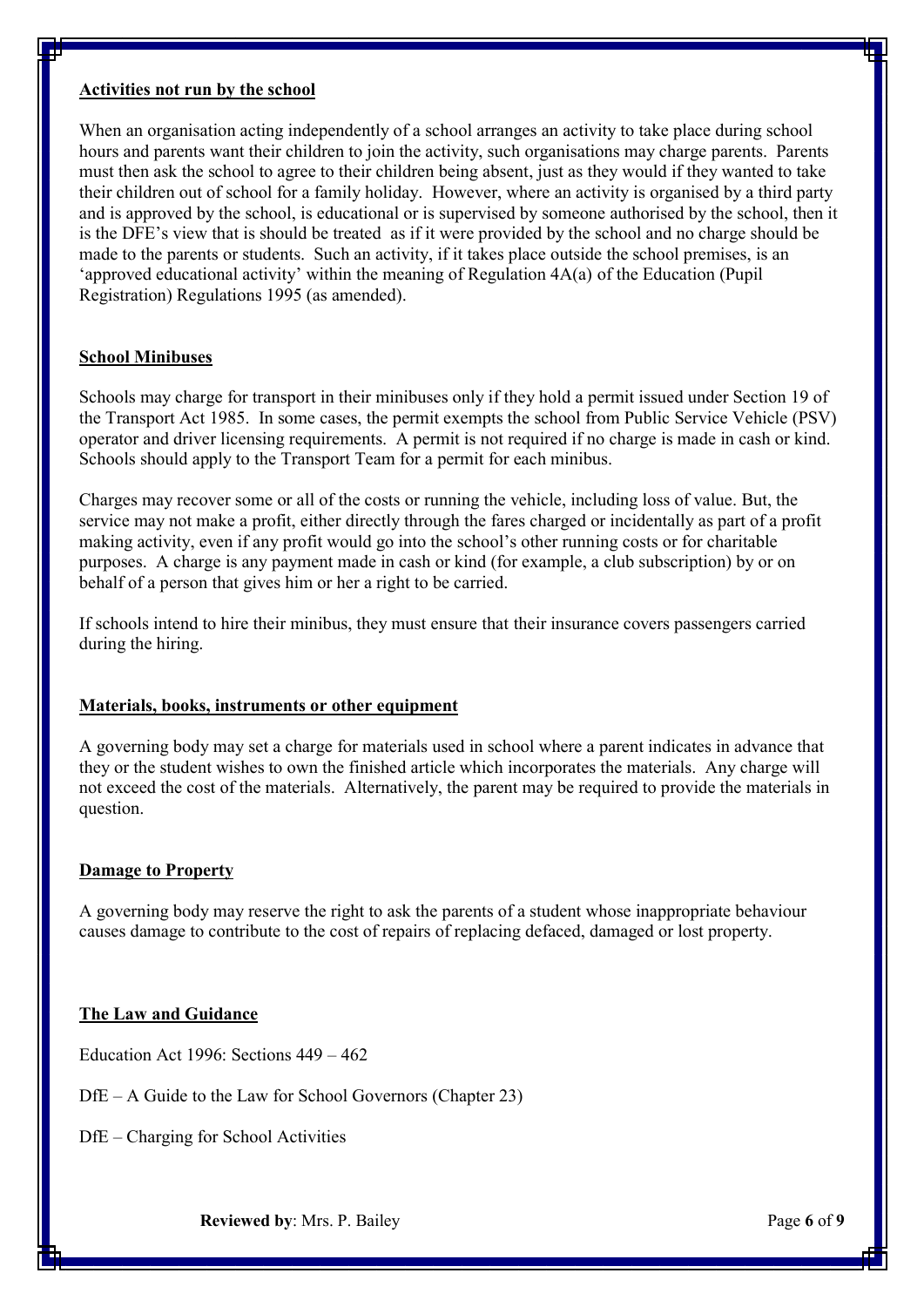**Activities not run by the school**

When an organisation acting independently of a school arranges an activity to take place during school hours and parents want their children to join the activity, such organisations may charge parents. Parents must then ask the school to agree to their children being absent, just as they would if they wanted to take their children out of school for a family holiday. However, where an activity is organised by a third party and is approved by the school, is educational or is supervised by someone authorised by the school, then it is the DFE's view that is should be treated as if it were provided by the school and no charge should be made to the parents or students. Such an activity, if it takes place outside the school premises, is an 'approved educational activity' within the meaning of Regulation 4A(a) of the Education (Pupil Registration) Regulations 1995 (as amended).

**School Minibuses**

Schools may charge for transport in their minibuses only if they hold a permit issued under Section 19 of the Transport Act 1985. In some cases, the permit exempts the school from Public Service Vehicle (PSV) operator and driver licensing requirements. A permit is not required if no charge is made in cash or kind. Schools should apply to the Transport Team for a permit for each minibus.

Charges may recover some or all of the costs or running the vehicle, including loss of value. But, the service may not make a profit, either directly through the fares charged or incidentally as part of a profit making activity, even if any profit would go into the school's other running costs or for charitable purposes. A charge is any payment made in cash or kind (for example, a club subscription) by or on behalf of a person that gives him or her a right to be carried.

If schools intend to hire their minibus, they must ensure that their insurance covers passengers carried during the hiring.

**Materials, books, instruments or other equipment**

A governing body may set a charge for materials used in school where a parent indicates in advance that they or the student wishes to own the finished article which incorporates the materials. Any charge will not exceed the cost of the materials. Alternatively, the parent may be required to provide the materials in question.

**Damage to Property**

A governing body may reserve the right to ask the parents of a student whose inappropriate behaviour causes damage to contribute to the cost of repairs of replacing defaced, damaged or lost property.

**The Law and Guidance**

Education Act 1996: Sections 449 – 462

DfE – A Guide to the Law for School Governors (Chapter 23)

DfE – Charging for School Activities

**Reviewed by**: Mrs. P. Bailey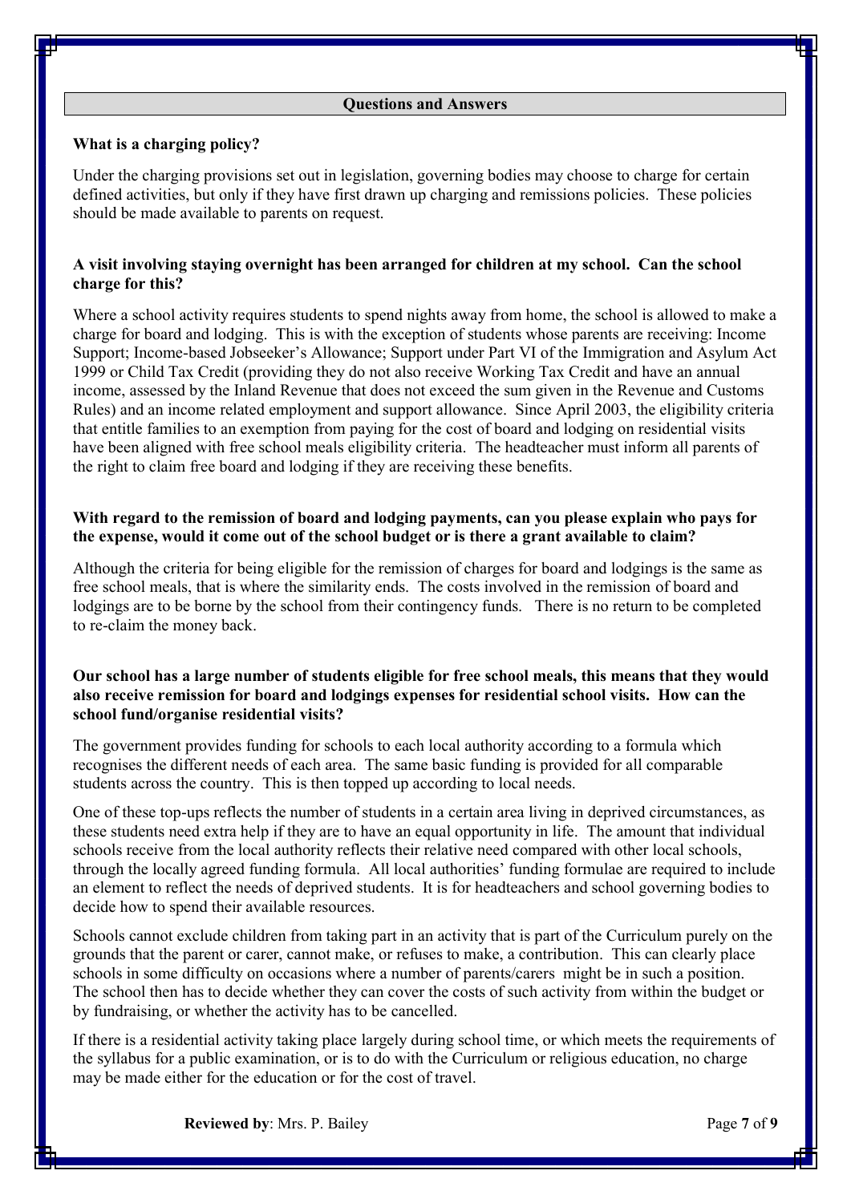## Questions and Answers

**What is a charging policy?**

Under the charging provisions set out in legislation, governing bodies may choose to charge for certain defined activities, but only if they have first drawn up charging and remissions policies. These policies should be made available to parents on request.

**A visit involving staying overnight has been arranged for children at my school. Can the school charge for this?**

Where a school activity requires students to spend nights away from home, the school is allowed to make a charge for board and lodging. This is with the exception of students whose parents are receiving: Income Support; Income-based Jobseeker's Allowance; Support under Part VI of the Immigration and Asylum Act 1999 or Child Tax Credit (providing they do not also receive Working Tax Credit and have an annual income, assessed by the Inland Revenue that does not exceed the sum given in the Revenue and Customs Rules) and an income related employment and support allowance. Since April 2003, the eligibility criteria that entitle families to an exemption from paying for the cost of board and lodging on residential visits have been aligned with free school meals eligibility criteria. The headteacher must inform all parents of the right to claim free board and lodging if they are receiving these benefits.

**With regard to the remission of board and lodging payments, can you please explain who pays for the expense, would it come out of the school budget or is there a grant available to claim?**

Although the criteria for being eligible for the remission of charges for board and lodgings is the same as free school meals, that is where the similarity ends. The costs involved in the remission of board and lodgings are to be borne by the school from their contingency funds. There is no return to be completed to re-claim the money back.

**Our school has a large number of students eligible for free school meals, this means that they would also receive remission for board and lodgings expenses for residential school visits. How can the school fund/organise residential visits?**

The government provides funding for schools to each local authority according to a formula which recognises the different needs of each area. The same basic funding is provided for all comparable students across the country. This is then topped up according to local needs.

One of these top-ups reflects the number of students in a certain area living in deprived circumstances, as these students need extra help if they are to have an equal opportunity in life. The amount that individual schools receive from the local authority reflects their relative need compared with other local schools, through the locally agreed funding formula. All local authorities' funding formulae are required to include an element to reflect the needs of deprived students. It is for headteachers and school governing bodies to decide how to spend their available resources.

Schools cannot exclude children from taking part in an activity that is part of the Curriculum purely on the grounds that the parent or carer, cannot make, or refuses to make, a contribution. This can clearly place schools in some difficulty on occasions where a number of parents/carers might be in such a position. The school then has to decide whether they can cover the costs of such activity from within the budget or by fundraising, or whether the activity has to be cancelled.

If there is a residential activity taking place largely during school time, or which meets the requirements of the syllabus for a public examination, or is to do with the Curriculum or religious education, no charge may be made either for the education or for the cost of travel.

**Reviewed by**: Mrs. P. Bailey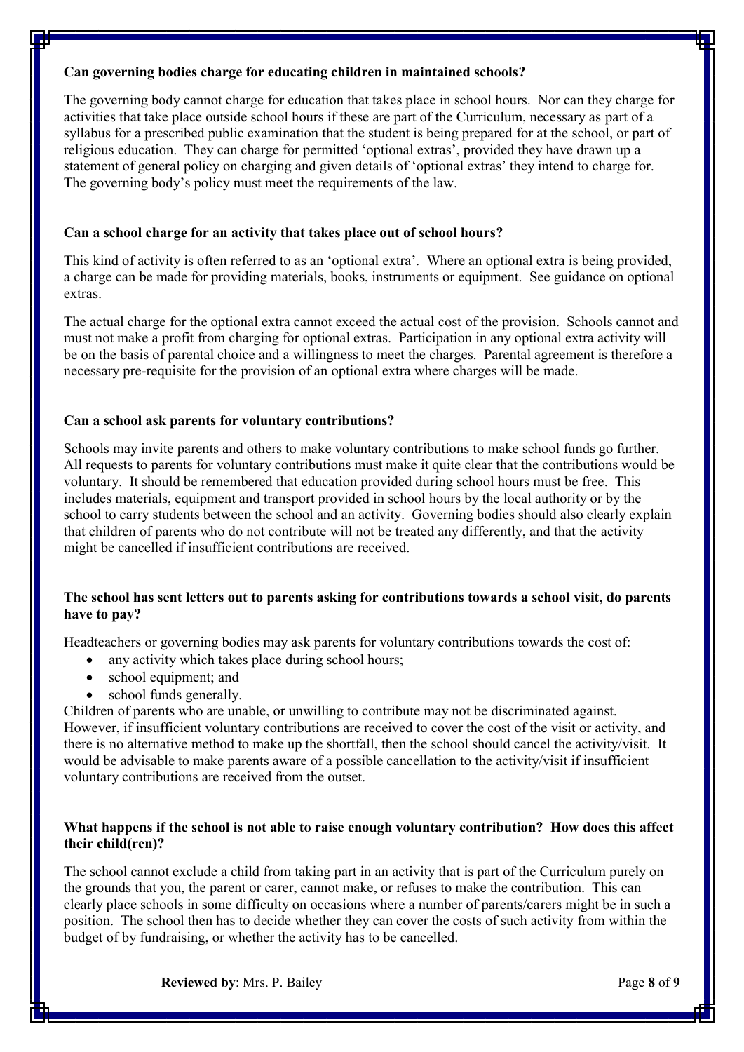**Can governing bodies charge for educating children in maintained schools?**

The governing body cannot charge for education that takes place in school hours. Nor can they charge for activities that take place outside school hours if these are part of the Curriculum, necessary as part of a syllabus for a prescribed public examination that the student is being prepared for at the school, or part of religious education. They can charge for permitted 'optional extras', provided they have drawn up a statement of general policy on charging and given details of 'optional extras' they intend to charge for. The governing body's policy must meet the requirements of the law.

**Can a school charge for an activity that takes place out of school hours?**

This kind of activity is often referred to as an 'optional extra'. Where an optional extra is being provided, a charge can be made for providing materials, books, instruments or equipment. See guidance on optional extras.

The actual charge for the optional extra cannot exceed the actual cost of the provision. Schools cannot and must not make a profit from charging for optional extras. Participation in any optional extra activity will be on the basis of parental choice and a willingness to meet the charges. Parental agreement is therefore a necessary pre-requisite for the provision of an optional extra where charges will be made.

**Can a school ask parents for voluntary contributions?**

Schools may invite parents and others to make voluntary contributions to make school funds go further. All requests to parents for voluntary contributions must make it quite clear that the contributions would be voluntary. It should be remembered that education provided during school hours must be free. This includes materials, equipment and transport provided in school hours by the local authority or by the school to carry students between the school and an activity. Governing bodies should also clearly explain that children of parents who do not contribute will not be treated any differently, and that the activity might be cancelled if insufficient contributions are received.

**The school has sent letters out to parents asking for contributions towards a school visit, do parents have to pay?**

Headteachers or governing bodies may ask parents for voluntary contributions towards the cost of:

- any activity which takes place during school hours;
- school equipment; and
- school funds generally.

Children of parents who are unable, or unwilling to contribute may not be discriminated against. However, if insufficient voluntary contributions are received to cover the cost of the visit or activity, and there is no alternative method to make up the shortfall, then the school should cancel the activity/visit. It would be advisable to make parents aware of a possible cancellation to the activity/visit if insufficient voluntary contributions are received from the outset.

**What happens if the school is not able to raise enough voluntary contribution? How does this affect their child(ren)?**

The school cannot exclude a child from taking part in an activity that is part of the Curriculum purely on the grounds that you, the parent or carer, cannot make, or refuses to make the contribution. This can clearly place schools in some difficulty on occasions where a number of parents/carers might be in such a position. The school then has to decide whether they can cover the costs of such activity from within the budget of by fundraising, or whether the activity has to be cancelled.

**Reviewed by**: Mrs. P. Bailey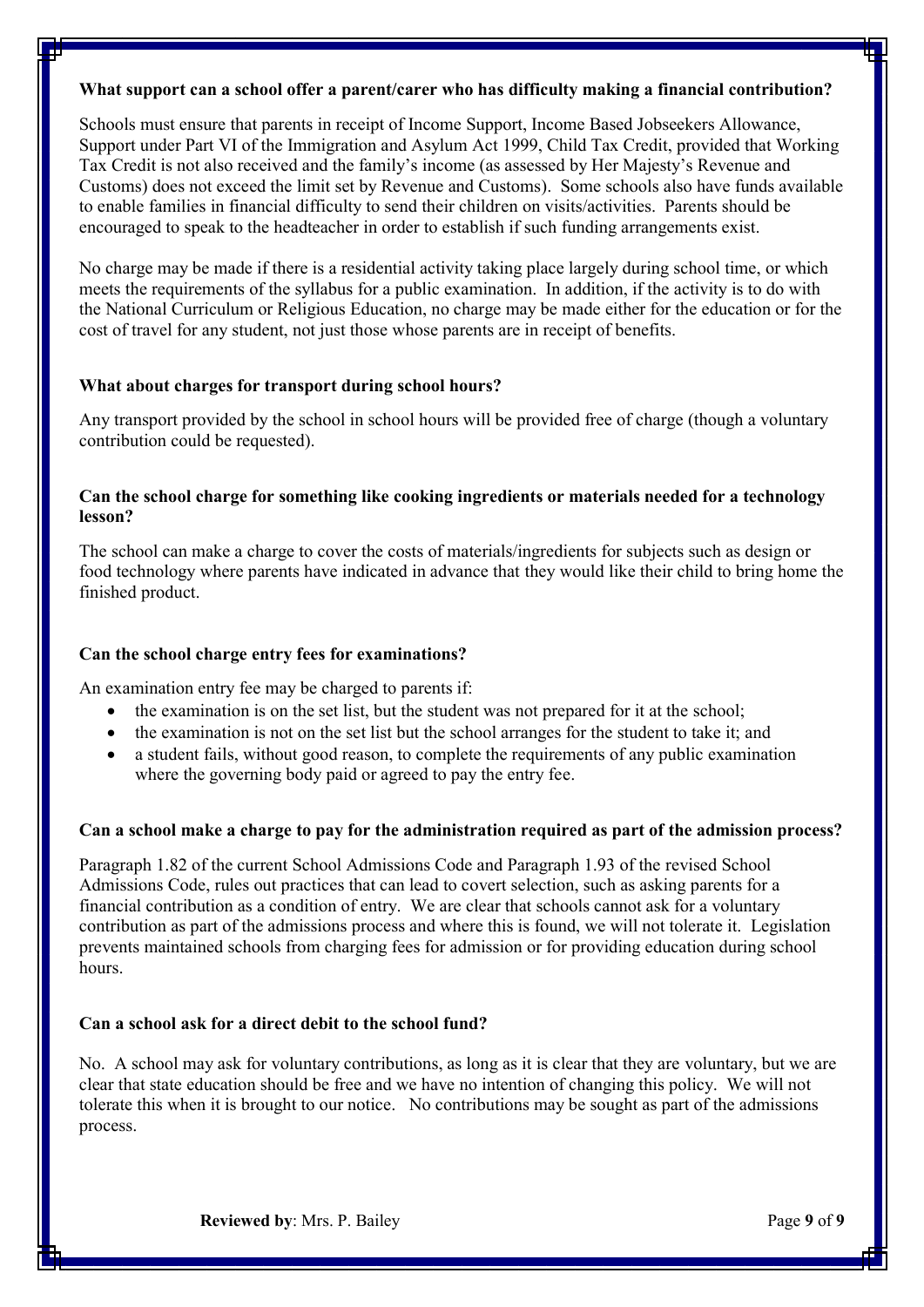**What support can a school offer a parent/carer who has difficulty making a financial contribution?**

Schools must ensure that parents in receipt of Income Support, Income Based Jobseekers Allowance, Support under Part VI of the Immigration and Asylum Act 1999, Child Tax Credit, provided that Working Tax Credit is not also received and the family's income (as assessed by Her Majesty's Revenue and Customs) does not exceed the limit set by Revenue and Customs). Some schools also have funds available to enable families in financial difficulty to send their children on visits/activities. Parents should be encouraged to speak to the headteacher in order to establish if such funding arrangements exist.

No charge may be made if there is a residential activity taking place largely during school time, or which meets the requirements of the syllabus for a public examination. In addition, if the activity is to do with the National Curriculum or Religious Education, no charge may be made either for the education or for the cost of travel for any student, not just those whose parents are in receipt of benefits.

**What about charges for transport during school hours?**

Any transport provided by the school in school hours will be provided free of charge (though a voluntary contribution could be requested).

**Can the school charge for something like cooking ingredients or materials needed for a technology lesson?**

The school can make a charge to cover the costs of materials/ingredients for subjects such as design or food technology where parents have indicated in advance that they would like their child to bring home the finished product.

**Can the school charge entry fees for examinations?**

An examination entry fee may be charged to parents if:

- the examination is on the set list, but the student was not prepared for it at the school;
- the examination is not on the set list but the school arranges for the student to take it; and
- a student fails, without good reason, to complete the requirements of any public examination where the governing body paid or agreed to pay the entry fee.

**Can a school make a charge to pay for the administration required as part of the admission process?**

Paragraph 1.82 of the current School Admissions Code and Paragraph 1.93 of the revised School Admissions Code, rules out practices that can lead to covert selection, such as asking parents for a financial contribution as a condition of entry. We are clear that schools cannot ask for a voluntary contribution as part of the admissions process and where this is found, we will not tolerate it. Legislation prevents maintained schools from charging fees for admission or for providing education during school hours.

**Can a school ask for a direct debit to the school fund?**

No. A school may ask for voluntary contributions, as long as it is clear that they are voluntary, but we are clear that state education should be free and we have no intention of changing this policy. We will not tolerate this when it is brought to our notice. No contributions may be sought as part of the admissions process.

**Reviewed by**: Mrs. P. Bailey